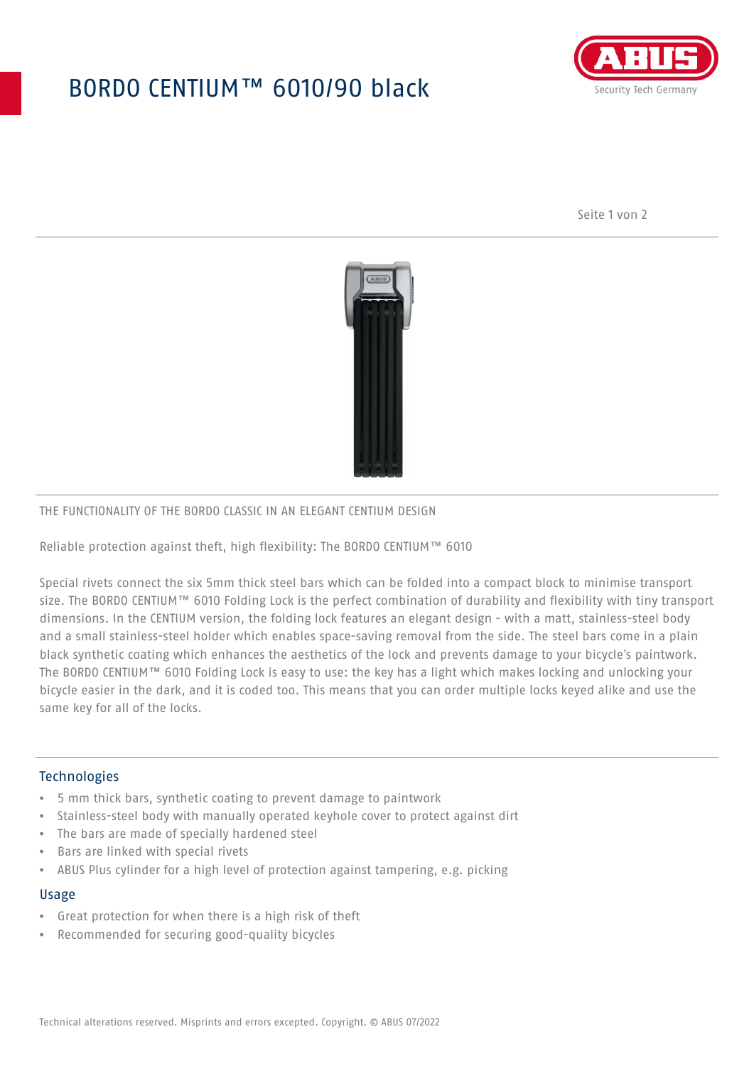# BORDO CENTIUM™ 6010/90 black

THE FUNCTIONALITY OF THE BORDO CLASSIC IN AN ELEGANT CENTIUM DESIGN

Reliable protection against theft, high flexibility: The BORDO CENTIUM™ 6010

Special rivets connect the six 5mm thick steel bars which can be folded into a compact block to minimise transport size. The BORDO CENTIUM™ 6010 Folding Lock is the perfect combination of durability and flexibility with tiny transport dimensions. In the CENTIUM version, the folding lock features an elegant design - with a matt, stainless-steel body and a small stainless-steel holder which enables space-saving removal from the side. The steel bars come in a plain black synthetic coating which enhances the aesthetics of the lock and prevents damage to your bicycle's paintwork. The BORDO CENTIUM™ 6010 Folding Lock is easy to use: the key has a light which makes locking and unlocking your bicycle easier in the dark, and it is coded too. This means that you can order multiple locks keyed alike and use the same key for all of the locks.

## Technologies

- 5 mm thick bars, synthetic coating to prevent damage to paintwork
- Stainless-steel body with manually operated keyhole cover to protect against dirt
- The bars are made of specially hardened steel
- Bars are linked with special rivets
- ABUS Plus cylinder for a high level of protection against tampering, e.g. picking

## Usage

- Great protection for when there is a high risk of theft
- Recommended for securing good-quality bicycles

Technical alterations reserved. Misprints and errors excepted. Copyright. © ABUS 07/2022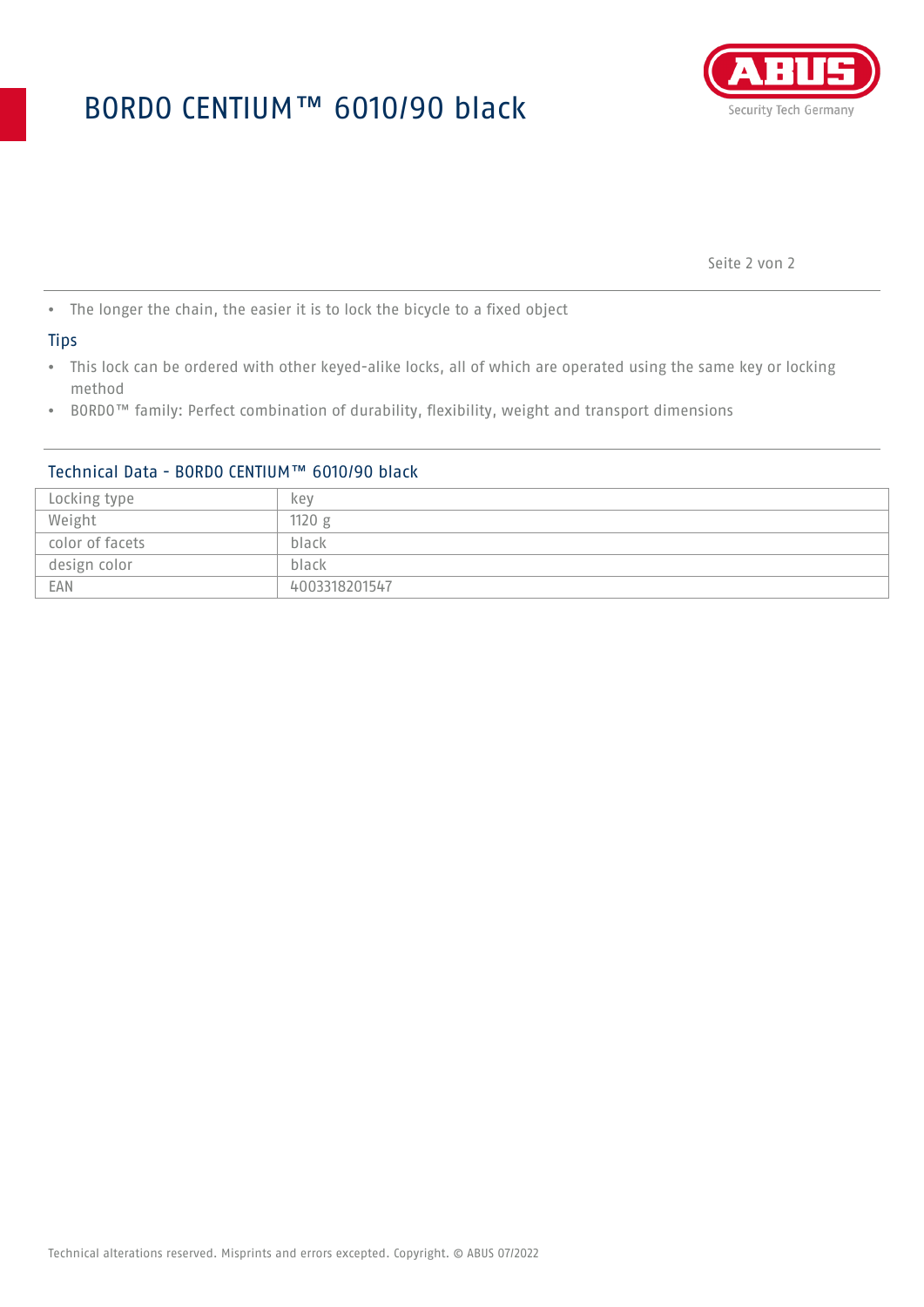- The longer the chain, the easier it is to lock the bicycle to a fixed object

## Tips

- This lock can be ordered with other keyed-alike locks, all of which are operated using the same key or locking method
- BORDO™ family: Perfect combination of durability, flexibility, weight and transport dimensions

## Technical Data - BORDO CENTIUM™ 6010/90 black

| | |
|---|---|
| Locking type | key |
| Weight | 1120 g |
| color of facets | black |
| design color | black |
| EAN | 4003318201547 |

Technical alterations reserved. Misprints and errors excepted. Copyright. © ABUS 07/2022